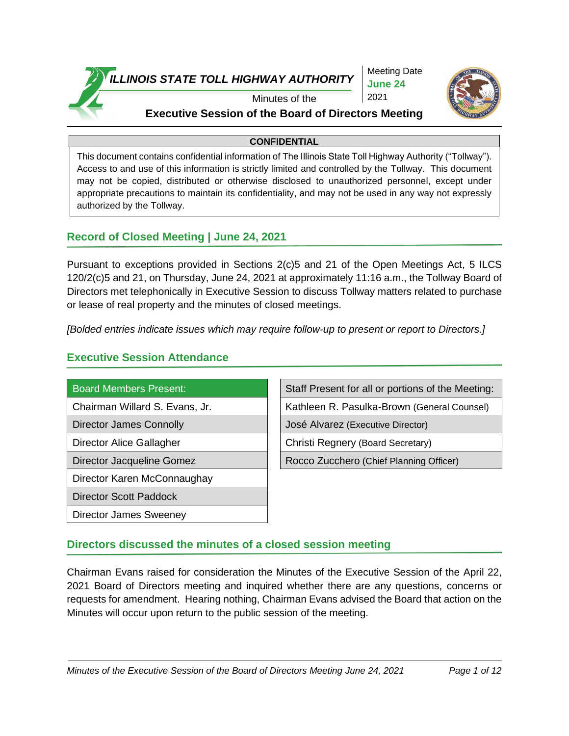**ILLINOIS STATE TOLL HIGHWAY AUTHORITY**

Meeting Date
**June 24**
2021

Minutes of the

# Executive Session of the Board of Directors Meeting

| CONFIDENTIAL |
|---|
| This document contains confidential information of The Illinois State Toll Highway Authority ("Tollway"). Access to and use of this information is strictly limited and controlled by the Tollway. This document may not be copied, distributed or otherwise disclosed to unauthorized personnel, except under appropriate precautions to maintain its confidentiality, and may not be used in any way not expressly authorized by the Tollway. |

## Record of Closed Meeting | June 24, 2021

Pursuant to exceptions provided in Sections 2(c)5 and 21 of the Open Meetings Act, 5 ILCS 120/2(c)5 and 21, on Thursday, June 24, 2021 at approximately 11:16 a.m., the Tollway Board of Directors met telephonically in Executive Session to discuss Tollway matters related to purchase or lease of real property and the minutes of closed meetings.

*[Bolded entries indicate issues which may require follow-up to present or report to Directors.]*

## Executive Session Attendance

| Board Members Present: |
|---|
| Chairman Willard S. Evans, Jr. |
| Director James Connolly |
| Director Alice Gallagher |
| Director Jacqueline Gomez |
| Director Karen McConnaughay |
| Director Scott Paddock |
| Director James Sweeney |

| Staff Present for all or portions of the Meeting: |
|---|
| Kathleen R. Pasulka-Brown (General Counsel) |
| José Alvarez (Executive Director) |
| Christi Regnery (Board Secretary) |
| Rocco Zucchero (Chief Planning Officer) |

## Directors discussed the minutes of a closed session meeting

Chairman Evans raised for consideration the Minutes of the Executive Session of the April 22, 2021 Board of Directors meeting and inquired whether there are any questions, concerns or requests for amendment. Hearing nothing, Chairman Evans advised the Board that action on the Minutes will occur upon return to the public session of the meeting.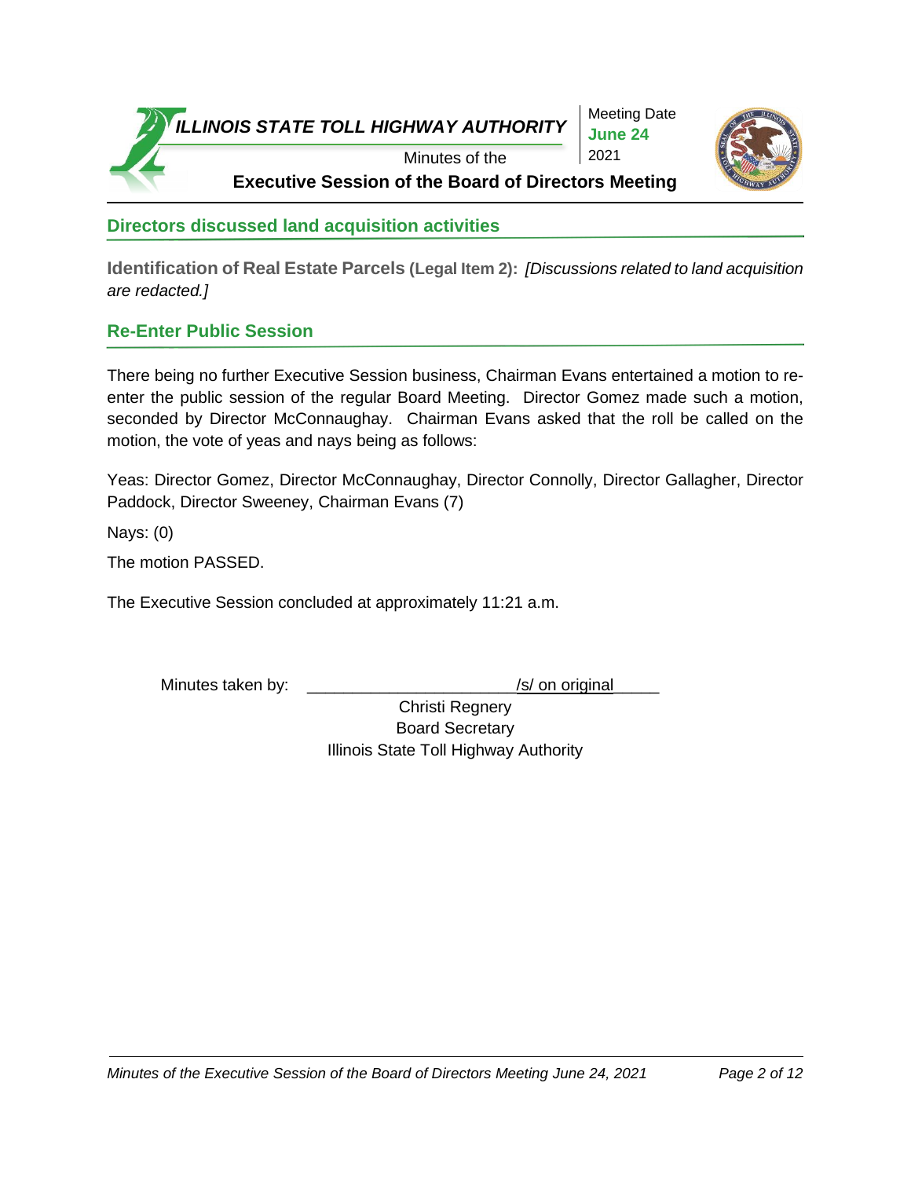## Directors discussed land acquisition activities

**Identification of Real Estate Parcels (Legal Item 2):** *[Discussions related to land acquisition are redacted.]*

## Re-Enter Public Session

There being no further Executive Session business, Chairman Evans entertained a motion to re-enter the public session of the regular Board Meeting. Director Gomez made such a motion, seconded by Director McConnaughay. Chairman Evans asked that the roll be called on the motion, the vote of yeas and nays being as follows:

Yeas: Director Gomez, Director McConnaughay, Director Connolly, Director Gallagher, Director Paddock, Director Sweeney, Chairman Evans (7)

Nays: (0)

The motion PASSED.

The Executive Session concluded at approximately 11:21 a.m.

Minutes taken by: ______________________/s/ on original_____

Christi Regnery
Board Secretary
Illinois State Toll Highway Authority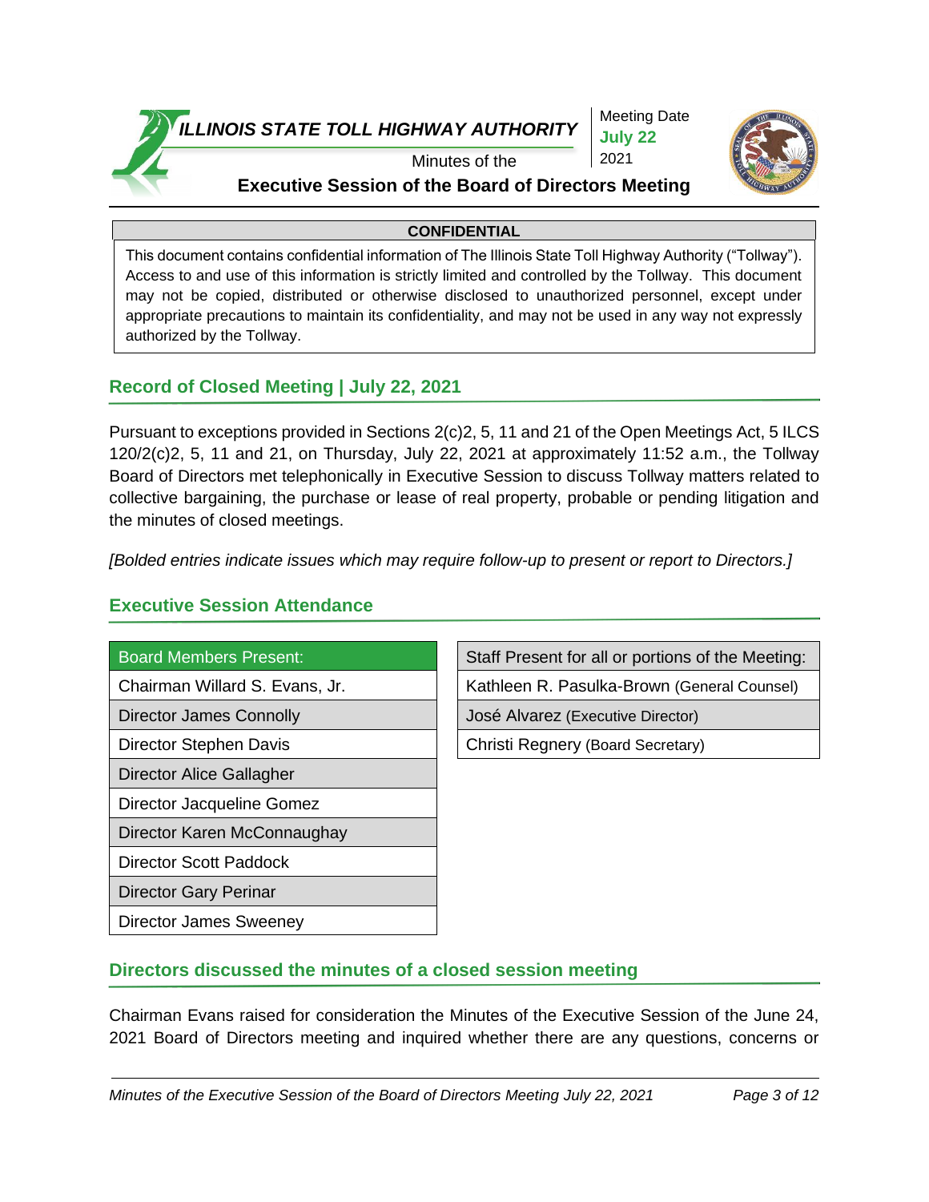ILLINOIS STATE TOLL HIGHWAY AUTHORITY

Minutes of the

**Executive Session of the Board of Directors Meeting**

Meeting Date **July 22** 2021

| **CONFIDENTIAL** |
|---|
| This document contains confidential information of The Illinois State Toll Highway Authority ("Tollway"). Access to and use of this information is strictly limited and controlled by the Tollway. This document may not be copied, distributed or otherwise disclosed to unauthorized personnel, except under appropriate precautions to maintain its confidentiality, and may not be used in any way not expressly authorized by the Tollway. |

## Record of Closed Meeting | July 22, 2021

Pursuant to exceptions provided in Sections 2(c)2, 5, 11 and 21 of the Open Meetings Act, 5 ILCS 120/2(c)2, 5, 11 and 21, on Thursday, July 22, 2021 at approximately 11:52 a.m., the Tollway Board of Directors met telephonically in Executive Session to discuss Tollway matters related to collective bargaining, the purchase or lease of real property, probable or pending litigation and the minutes of closed meetings.

*[Bolded entries indicate issues which may require follow-up to present or report to Directors.]*

## Executive Session Attendance

| Board Members Present: |
|---|
| Chairman Willard S. Evans, Jr. |
| Director James Connolly |
| Director Stephen Davis |
| Director Alice Gallagher |
| Director Jacqueline Gomez |
| Director Karen McConnaughay |
| Director Scott Paddock |
| Director Gary Perinar |
| Director James Sweeney |

| Staff Present for all or portions of the Meeting: |
|---|
| Kathleen R. Pasulka-Brown (General Counsel) |
| José Alvarez (Executive Director) |
| Christi Regnery (Board Secretary) |

## Directors discussed the minutes of a closed session meeting

Chairman Evans raised for consideration the Minutes of the Executive Session of the June 24, 2021 Board of Directors meeting and inquired whether there are any questions, concerns or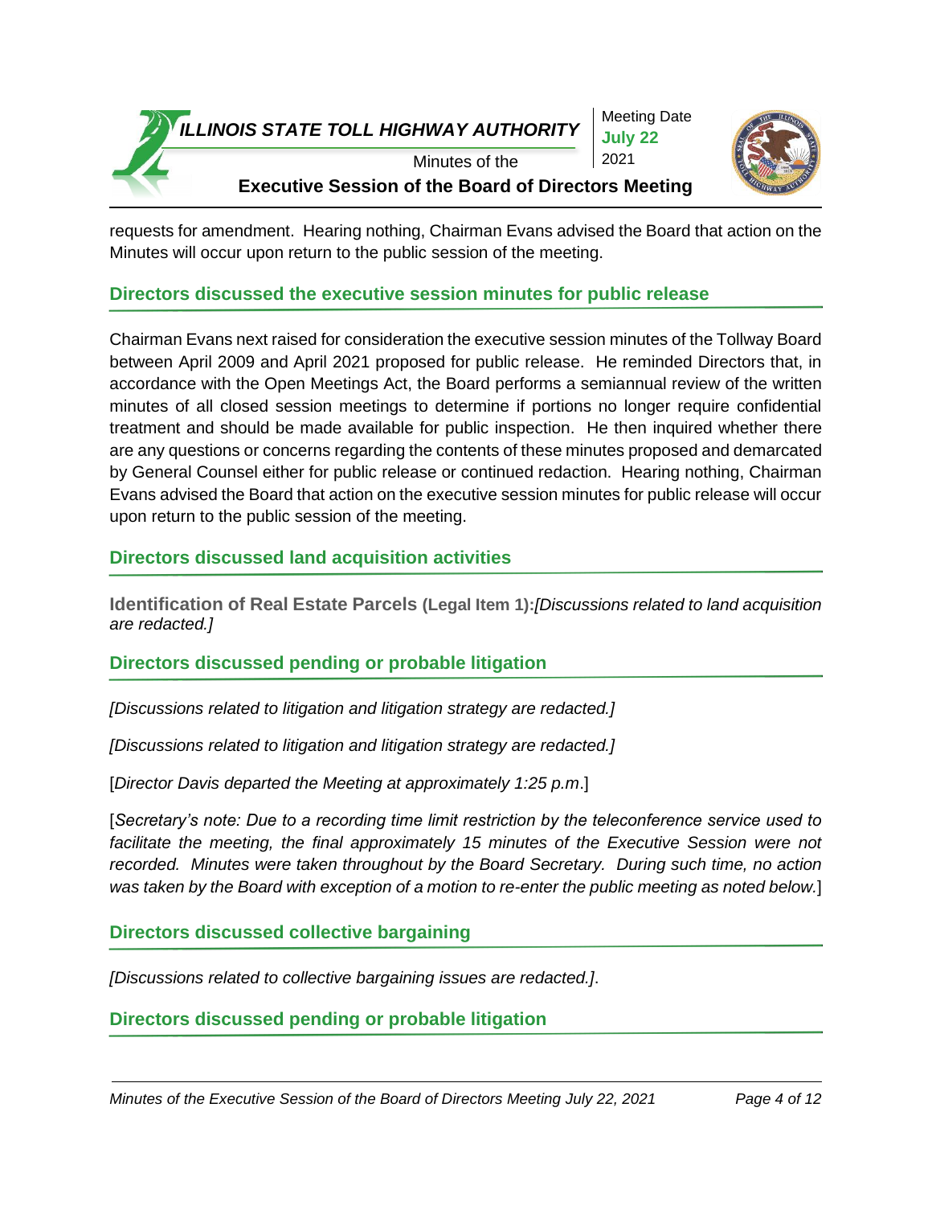requests for amendment. Hearing nothing, Chairman Evans advised the Board that action on the Minutes will occur upon return to the public session of the meeting.

## Directors discussed the executive session minutes for public release

Chairman Evans next raised for consideration the executive session minutes of the Tollway Board between April 2009 and April 2021 proposed for public release. He reminded Directors that, in accordance with the Open Meetings Act, the Board performs a semiannual review of the written minutes of all closed session meetings to determine if portions no longer require confidential treatment and should be made available for public inspection. He then inquired whether there are any questions or concerns regarding the contents of these minutes proposed and demarcated by General Counsel either for public release or continued redaction. Hearing nothing, Chairman Evans advised the Board that action on the executive session minutes for public release will occur upon return to the public session of the meeting.

## Directors discussed land acquisition activities

**Identification of Real Estate Parcels (Legal Item 1):***[Discussions related to land acquisition are redacted.]*

## Directors discussed pending or probable litigation

*[Discussions related to litigation and litigation strategy are redacted.]*

*[Discussions related to litigation and litigation strategy are redacted.]*

[*Director Davis departed the Meeting at approximately 1:25 p.m*.]

[*Secretary's note: Due to a recording time limit restriction by the teleconference service used to facilitate the meeting, the final approximately 15 minutes of the Executive Session were not recorded. Minutes were taken throughout by the Board Secretary. During such time, no action was taken by the Board with exception of a motion to re-enter the public meeting as noted below.*]

## Directors discussed collective bargaining

*[Discussions related to collective bargaining issues are redacted.]*.

## Directors discussed pending or probable litigation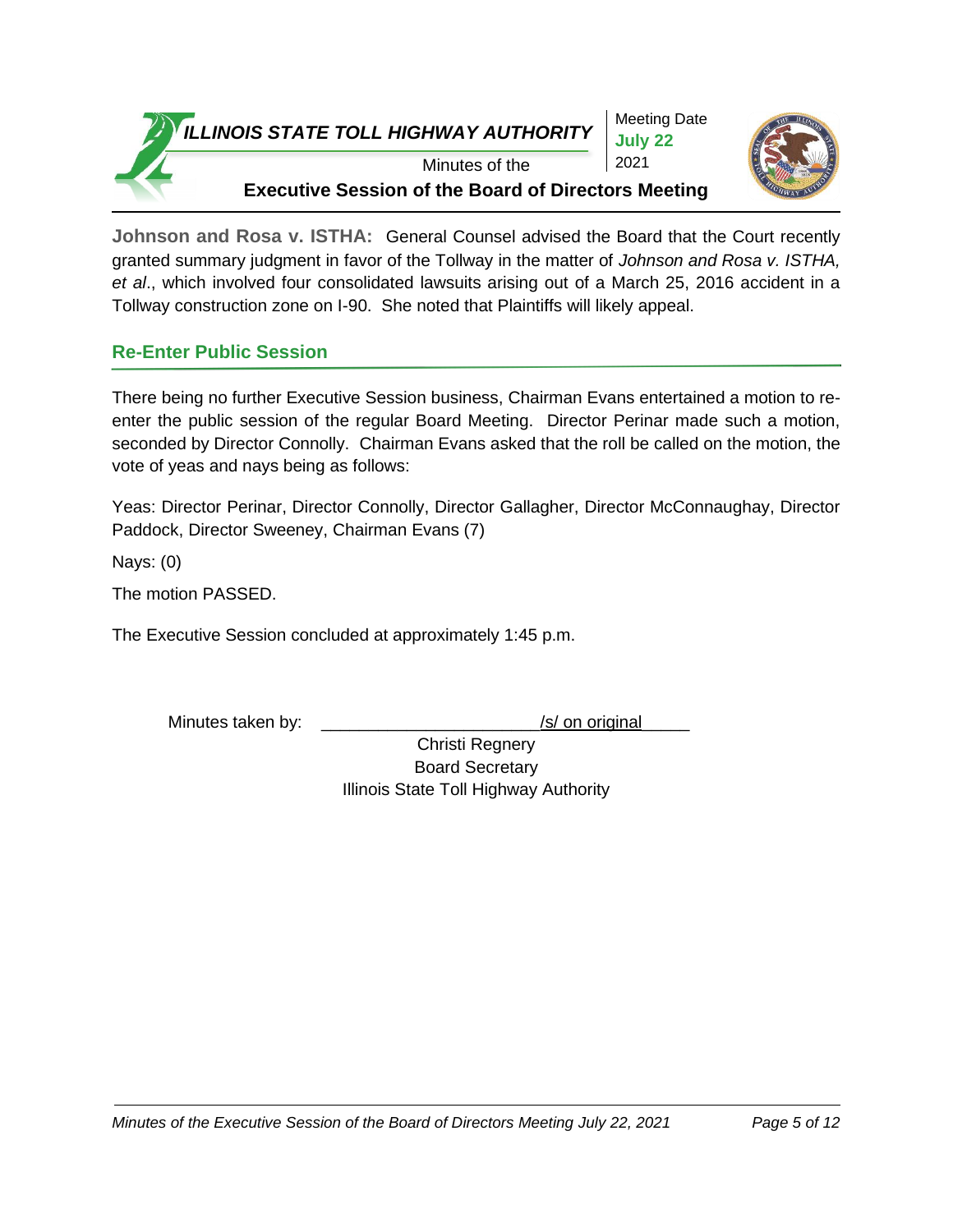**Johnson and Rosa v. ISTHA:** General Counsel advised the Board that the Court recently granted summary judgment in favor of the Tollway in the matter of *Johnson and Rosa v. ISTHA, et al*., which involved four consolidated lawsuits arising out of a March 25, 2016 accident in a Tollway construction zone on I-90. She noted that Plaintiffs will likely appeal.

## Re-Enter Public Session

There being no further Executive Session business, Chairman Evans entertained a motion to re-enter the public session of the regular Board Meeting. Director Perinar made such a motion, seconded by Director Connolly. Chairman Evans asked that the roll be called on the motion, the vote of yeas and nays being as follows:

Yeas: Director Perinar, Director Connolly, Director Gallagher, Director McConnaughay, Director Paddock, Director Sweeney, Chairman Evans (7)

Nays: (0)

The motion PASSED.

The Executive Session concluded at approximately 1:45 p.m.

Minutes taken by: ______________________/s/ on original_____

Christi Regnery
Board Secretary
Illinois State Toll Highway Authority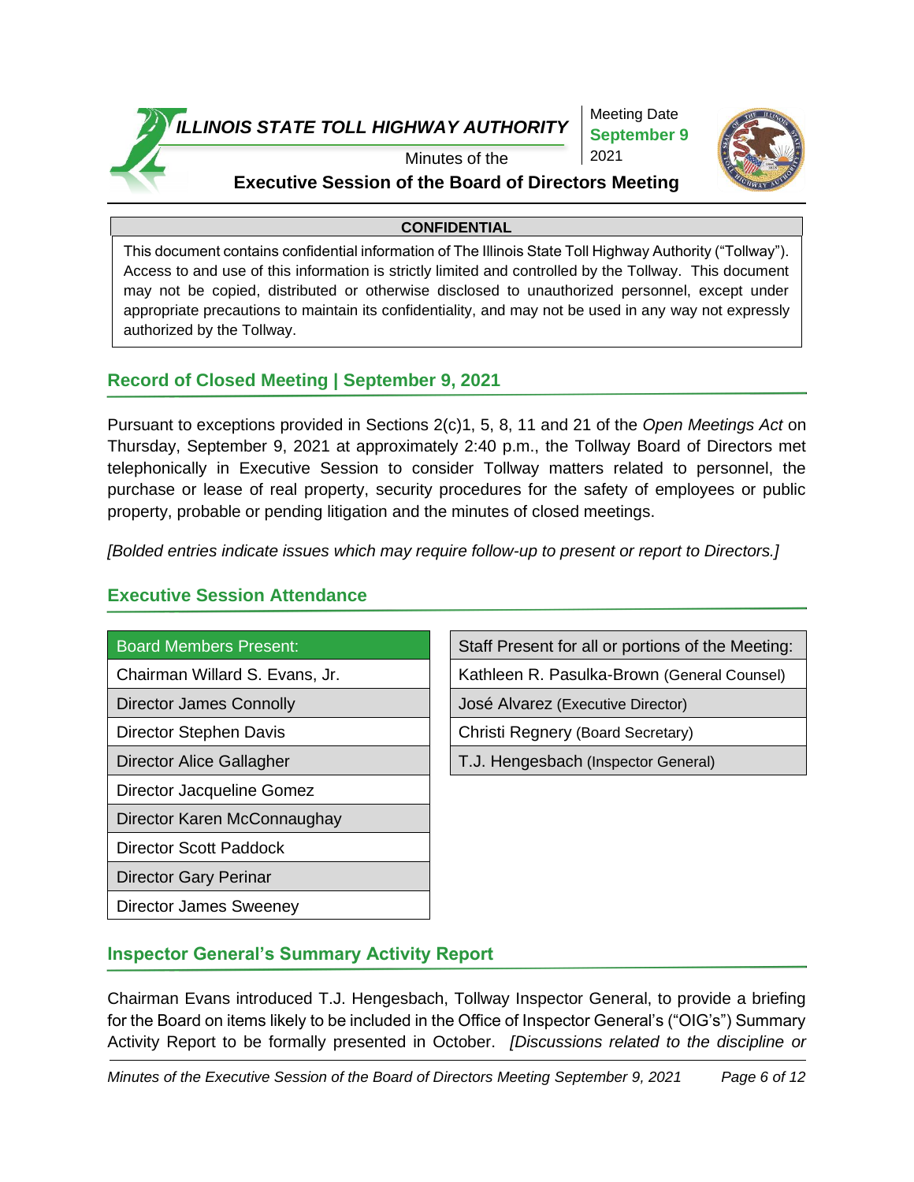**ILLINOIS STATE TOLL HIGHWAY AUTHORITY**

Minutes of the

**Executive Session of the Board of Directors Meeting**

Meeting Date **September 9** 2021

**CONFIDENTIAL**

This document contains confidential information of The Illinois State Toll Highway Authority ("Tollway"). Access to and use of this information is strictly limited and controlled by the Tollway. This document may not be copied, distributed or otherwise disclosed to unauthorized personnel, except under appropriate precautions to maintain its confidentiality, and may not be used in any way not expressly authorized by the Tollway.

## Record of Closed Meeting | September 9, 2021

Pursuant to exceptions provided in Sections 2(c)1, 5, 8, 11 and 21 of the *Open Meetings Act* on Thursday, September 9, 2021 at approximately 2:40 p.m., the Tollway Board of Directors met telephonically in Executive Session to consider Tollway matters related to personnel, the purchase or lease of real property, security procedures for the safety of employees or public property, probable or pending litigation and the minutes of closed meetings.

*[Bolded entries indicate issues which may require follow-up to present or report to Directors.]*

## Executive Session Attendance

| Board Members Present: |
|---|
| Chairman Willard S. Evans, Jr. |
| Director James Connolly |
| Director Stephen Davis |
| Director Alice Gallagher |
| Director Jacqueline Gomez |
| Director Karen McConnaughay |
| Director Scott Paddock |
| Director Gary Perinar |
| Director James Sweeney |

| Staff Present for all or portions of the Meeting: |
|---|
| Kathleen R. Pasulka-Brown (General Counsel) |
| José Alvarez (Executive Director) |
| Christi Regnery (Board Secretary) |
| T.J. Hengesbach (Inspector General) |

## Inspector General's Summary Activity Report

Chairman Evans introduced T.J. Hengesbach, Tollway Inspector General, to provide a briefing for the Board on items likely to be included in the Office of Inspector General's ("OIG's") Summary Activity Report to be formally presented in October. *[Discussions related to the discipline or*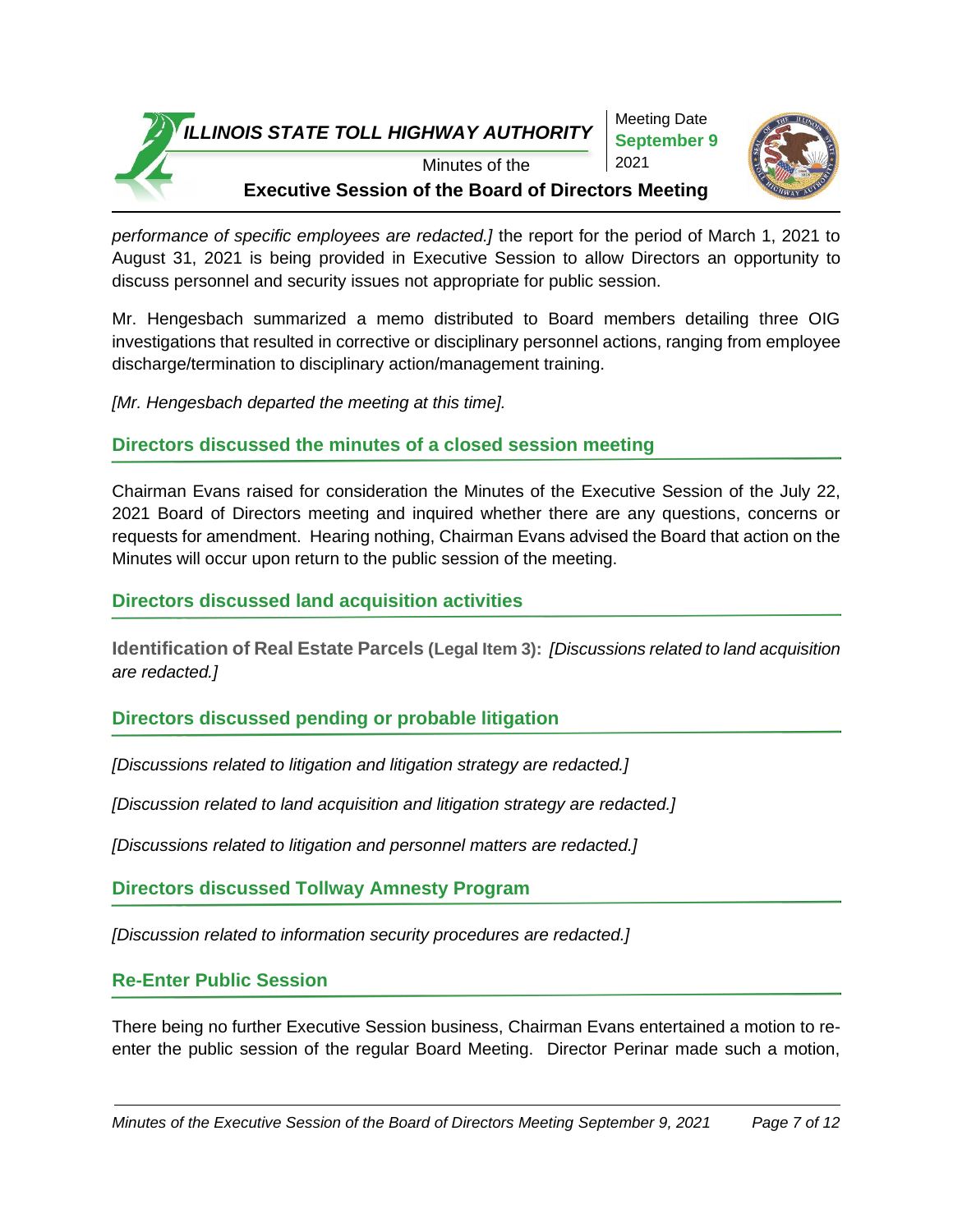*performance of specific employees are redacted.]* the report for the period of March 1, 2021 to August 31, 2021 is being provided in Executive Session to allow Directors an opportunity to discuss personnel and security issues not appropriate for public session.

Mr. Hengesbach summarized a memo distributed to Board members detailing three OIG investigations that resulted in corrective or disciplinary personnel actions, ranging from employee discharge/termination to disciplinary action/management training.

*[Mr. Hengesbach departed the meeting at this time].*

## Directors discussed the minutes of a closed session meeting

Chairman Evans raised for consideration the Minutes of the Executive Session of the July 22, 2021 Board of Directors meeting and inquired whether there are any questions, concerns or requests for amendment. Hearing nothing, Chairman Evans advised the Board that action on the Minutes will occur upon return to the public session of the meeting.

## Directors discussed land acquisition activities

**Identification of Real Estate Parcels (Legal Item 3):** *[Discussions related to land acquisition are redacted.]*

## Directors discussed pending or probable litigation

*[Discussions related to litigation and litigation strategy are redacted.]*

*[Discussion related to land acquisition and litigation strategy are redacted.]*

*[Discussions related to litigation and personnel matters are redacted.]*

## Directors discussed Tollway Amnesty Program

*[Discussion related to information security procedures are redacted.]*

## Re-Enter Public Session

There being no further Executive Session business, Chairman Evans entertained a motion to re-enter the public session of the regular Board Meeting. Director Perinar made such a motion,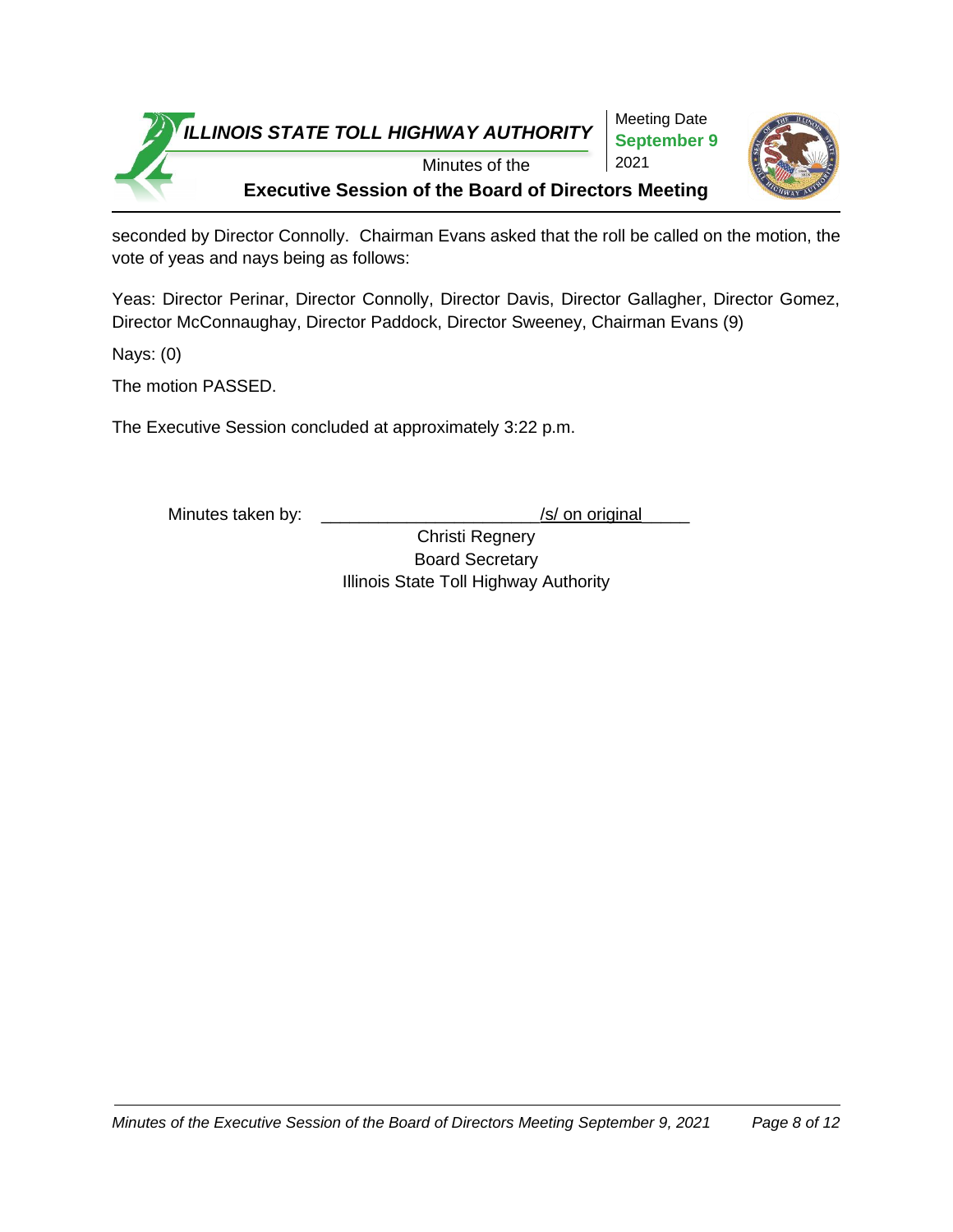seconded by Director Connolly. Chairman Evans asked that the roll be called on the motion, the vote of yeas and nays being as follows:

Yeas: Director Perinar, Director Connolly, Director Davis, Director Gallagher, Director Gomez, Director McConnaughay, Director Paddock, Director Sweeney, Chairman Evans (9)

Nays: (0)

The motion PASSED.

The Executive Session concluded at approximately 3:22 p.m.

Minutes taken by: ______________________/s/ on original_____

Christi Regnery
Board Secretary
Illinois State Toll Highway Authority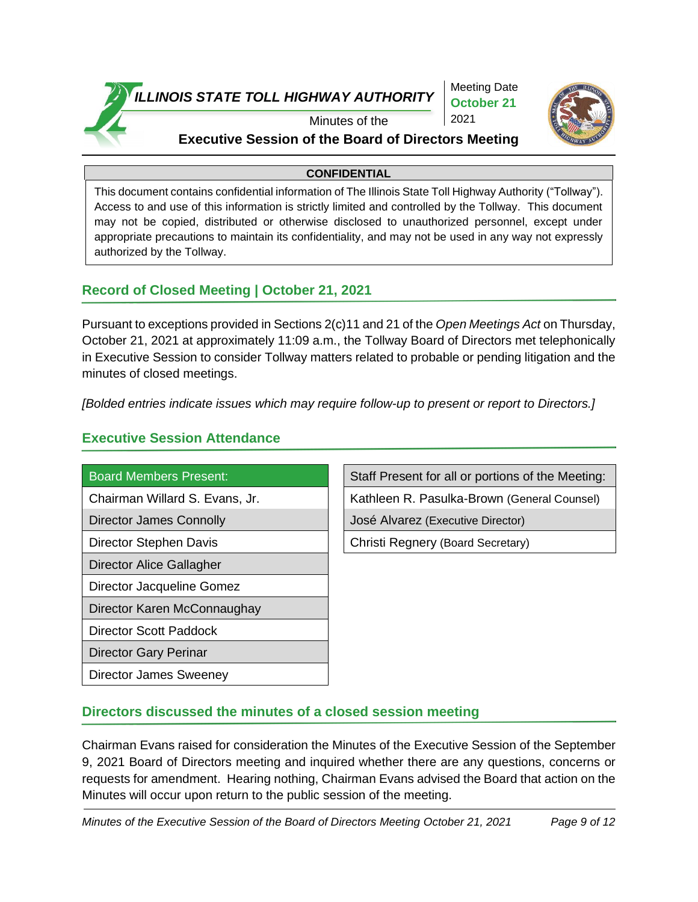**ILLINOIS STATE TOLL HIGHWAY AUTHORITY**

Minutes of the

**Executive Session of the Board of Directors Meeting**

Meeting Date
**October 21**
2021

**CONFIDENTIAL**

This document contains confidential information of The Illinois State Toll Highway Authority ("Tollway"). Access to and use of this information is strictly limited and controlled by the Tollway. This document may not be copied, distributed or otherwise disclosed to unauthorized personnel, except under appropriate precautions to maintain its confidentiality, and may not be used in any way not expressly authorized by the Tollway.

## Record of Closed Meeting | October 21, 2021

Pursuant to exceptions provided in Sections 2(c)11 and 21 of the *Open Meetings Act* on Thursday, October 21, 2021 at approximately 11:09 a.m., the Tollway Board of Directors met telephonically in Executive Session to consider Tollway matters related to probable or pending litigation and the minutes of closed meetings.

*[Bolded entries indicate issues which may require follow-up to present or report to Directors.]*

## Executive Session Attendance

| Board Members Present: |
|---|
| Chairman Willard S. Evans, Jr. |
| Director James Connolly |
| Director Stephen Davis |
| Director Alice Gallagher |
| Director Jacqueline Gomez |
| Director Karen McConnaughay |
| Director Scott Paddock |
| Director Gary Perinar |
| Director James Sweeney |

| Staff Present for all or portions of the Meeting: |
|---|
| Kathleen R. Pasulka-Brown (General Counsel) |
| José Alvarez (Executive Director) |
| Christi Regnery (Board Secretary) |

## Directors discussed the minutes of a closed session meeting

Chairman Evans raised for consideration the Minutes of the Executive Session of the September 9, 2021 Board of Directors meeting and inquired whether there are any questions, concerns or requests for amendment. Hearing nothing, Chairman Evans advised the Board that action on the Minutes will occur upon return to the public session of the meeting.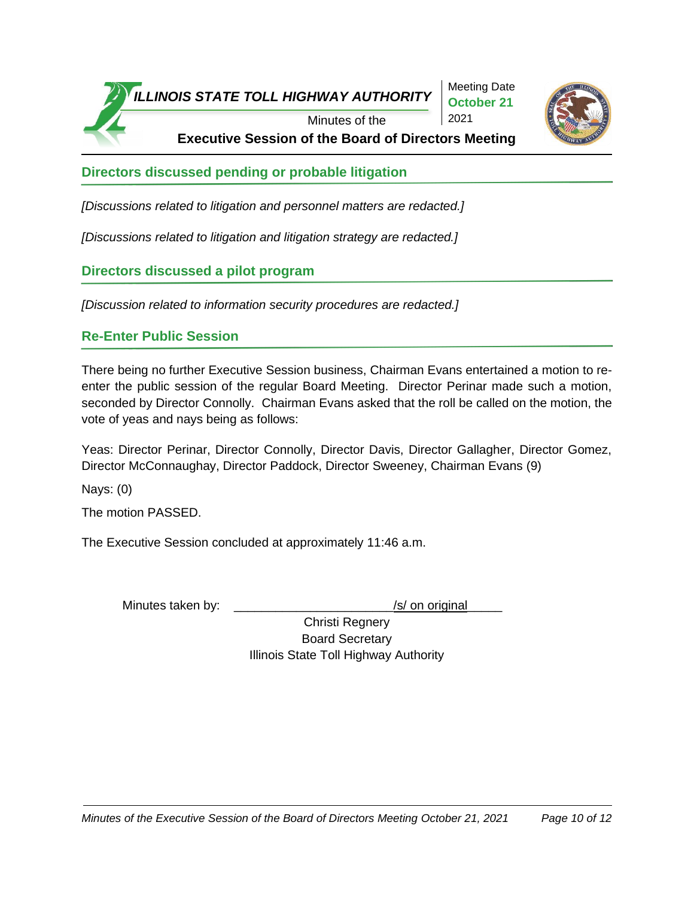## Directors discussed pending or probable litigation

*[Discussions related to litigation and personnel matters are redacted.]*

*[Discussions related to litigation and litigation strategy are redacted.]*

## Directors discussed a pilot program

*[Discussion related to information security procedures are redacted.]*

## Re-Enter Public Session

There being no further Executive Session business, Chairman Evans entertained a motion to re-enter the public session of the regular Board Meeting. Director Perinar made such a motion, seconded by Director Connolly. Chairman Evans asked that the roll be called on the motion, the vote of yeas and nays being as follows:

Yeas: Director Perinar, Director Connolly, Director Davis, Director Gallagher, Director Gomez, Director McConnaughay, Director Paddock, Director Sweeney, Chairman Evans (9)

Nays: (0)

The motion PASSED.

The Executive Session concluded at approximately 11:46 a.m.

Minutes taken by: ______________________/s/ on original_____

Christi Regnery
Board Secretary
Illinois State Toll Highway Authority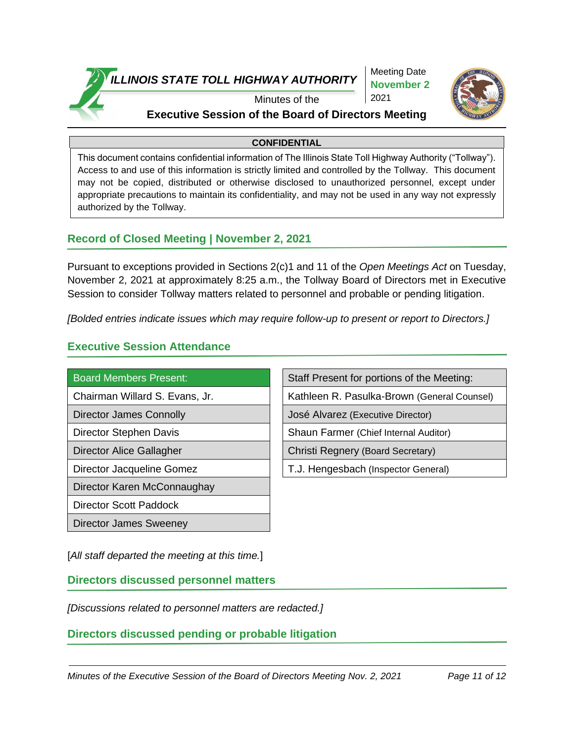**ILLINOIS STATE TOLL HIGHWAY AUTHORITY**

Minutes of the

**Executive Session of the Board of Directors Meeting**

Meeting Date **November 2** 2021

| **CONFIDENTIAL** |
| --- |
| This document contains confidential information of The Illinois State Toll Highway Authority ("Tollway"). Access to and use of this information is strictly limited and controlled by the Tollway. This document may not be copied, distributed or otherwise disclosed to unauthorized personnel, except under appropriate precautions to maintain its confidentiality, and may not be used in any way not expressly authorized by the Tollway. |

## Record of Closed Meeting | November 2, 2021

Pursuant to exceptions provided in Sections 2(c)1 and 11 of the *Open Meetings Act* on Tuesday, November 2, 2021 at approximately 8:25 a.m., the Tollway Board of Directors met in Executive Session to consider Tollway matters related to personnel and probable or pending litigation.

*[Bolded entries indicate issues which may require follow-up to present or report to Directors.]*

## Executive Session Attendance

| Board Members Present: |
| --- |
| Chairman Willard S. Evans, Jr. |
| Director James Connolly |
| Director Stephen Davis |
| Director Alice Gallagher |
| Director Jacqueline Gomez |
| Director Karen McConnaughay |
| Director Scott Paddock |
| Director James Sweeney |

| Staff Present for portions of the Meeting: |
| --- |
| Kathleen R. Pasulka-Brown (General Counsel) |
| José Alvarez (Executive Director) |
| Shaun Farmer (Chief Internal Auditor) |
| Christi Regnery (Board Secretary) |
| T.J. Hengesbach (Inspector General) |

[*All staff departed the meeting at this time.*]

## Directors discussed personnel matters

*[Discussions related to personnel matters are redacted.]*

## Directors discussed pending or probable litigation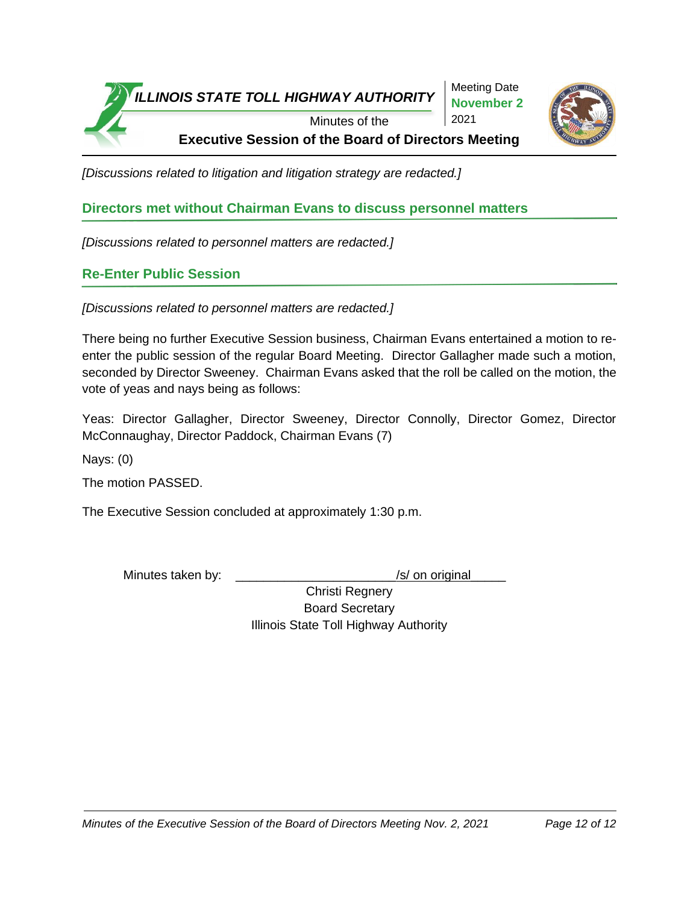*[Discussions related to litigation and litigation strategy are redacted.]*

## Directors met without Chairman Evans to discuss personnel matters

*[Discussions related to personnel matters are redacted.]*

## Re-Enter Public Session

*[Discussions related to personnel matters are redacted.]*

There being no further Executive Session business, Chairman Evans entertained a motion to re-enter the public session of the regular Board Meeting. Director Gallagher made such a motion, seconded by Director Sweeney. Chairman Evans asked that the roll be called on the motion, the vote of yeas and nays being as follows:

Yeas: Director Gallagher, Director Sweeney, Director Connolly, Director Gomez, Director McConnaughay, Director Paddock, Chairman Evans (7)

Nays: (0)

The motion PASSED.

The Executive Session concluded at approximately 1:30 p.m.

Minutes taken by: ______________________/s/ on original_____

Christi Regnery
Board Secretary
Illinois State Toll Highway Authority